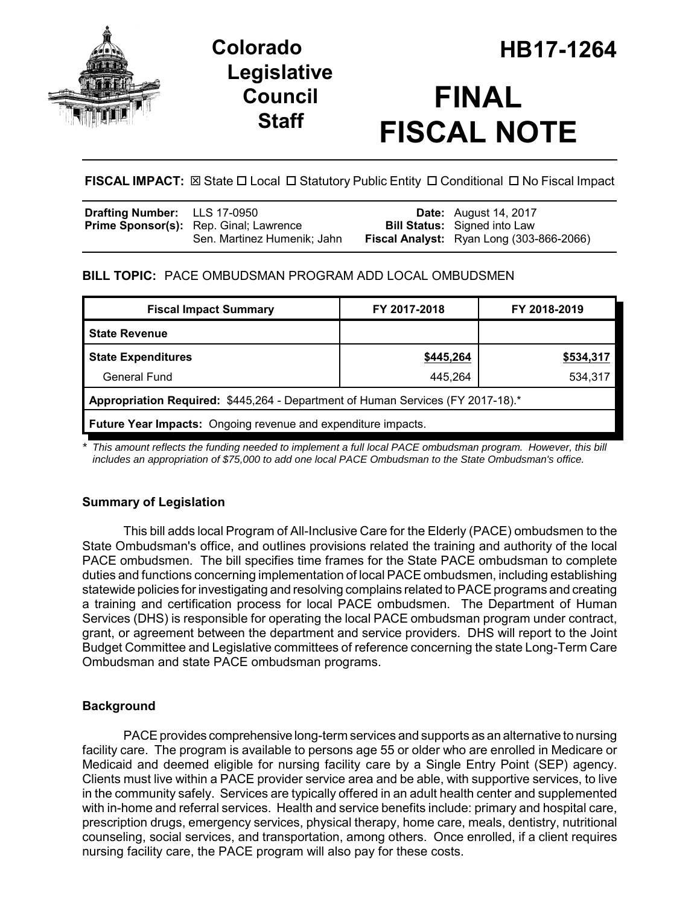# Colorado Legislative Council Staff

# HB17-1264

# FINAL FISCAL NOTE

**FISCAL IMPACT:** ☒ State ☐ Local ☐ Statutory Public Entity ☐ Conditional ☐ No Fiscal Impact

| | | | |
|---|---|---|---|
| **Drafting Number:** | LLS 17-0950 | **Date:** | August 14, 2017 |
| **Prime Sponsor(s):** | Rep. Ginal; Lawrence<br>Sen. Martinez Humenik; Jahn | **Bill Status:** | Signed into Law |
| | | **Fiscal Analyst:** | Ryan Long (303-866-2066) |

**BILL TOPIC:** PACE OMBUDSMAN PROGRAM ADD LOCAL OMBUDSMEN

| Fiscal Impact Summary | FY 2017-2018 | FY 2018-2019 |
|---|---|---|
| **State Revenue** | | |
| **State Expenditures** | **$445,264** | **$534,317** |
| General Fund | 445,264 | 534,317 |
| **Appropriation Required:** $445,264 - Department of Human Services (FY 2017-18).* | | |
| **Future Year Impacts:** Ongoing revenue and expenditure impacts. | | |

*\* This amount reflects the funding needed to implement a full local PACE ombudsman program. However, this bill includes an appropriation of $75,000 to add one local PACE Ombudsman to the State Ombudsman's office.*

### Summary of Legislation

This bill adds local Program of All-Inclusive Care for the Elderly (PACE) ombudsmen to the State Ombudsman's office, and outlines provisions related the training and authority of the local PACE ombudsmen. The bill specifies time frames for the State PACE ombudsman to complete duties and functions concerning implementation of local PACE ombudsmen, including establishing statewide policies for investigating and resolving complains related to PACE programs and creating a training and certification process for local PACE ombudsmen. The Department of Human Services (DHS) is responsible for operating the local PACE ombudsman program under contract, grant, or agreement between the department and service providers. DHS will report to the Joint Budget Committee and Legislative committees of reference concerning the state Long-Term Care Ombudsman and state PACE ombudsman programs.

### Background

PACE provides comprehensive long-term services and supports as an alternative to nursing facility care. The program is available to persons age 55 or older who are enrolled in Medicare or Medicaid and deemed eligible for nursing facility care by a Single Entry Point (SEP) agency. Clients must live within a PACE provider service area and be able, with supportive services, to live in the community safely. Services are typically offered in an adult health center and supplemented with in-home and referral services. Health and service benefits include: primary and hospital care, prescription drugs, emergency services, physical therapy, home care, meals, dentistry, nutritional counseling, social services, and transportation, among others. Once enrolled, if a client requires nursing facility care, the PACE program will also pay for these costs.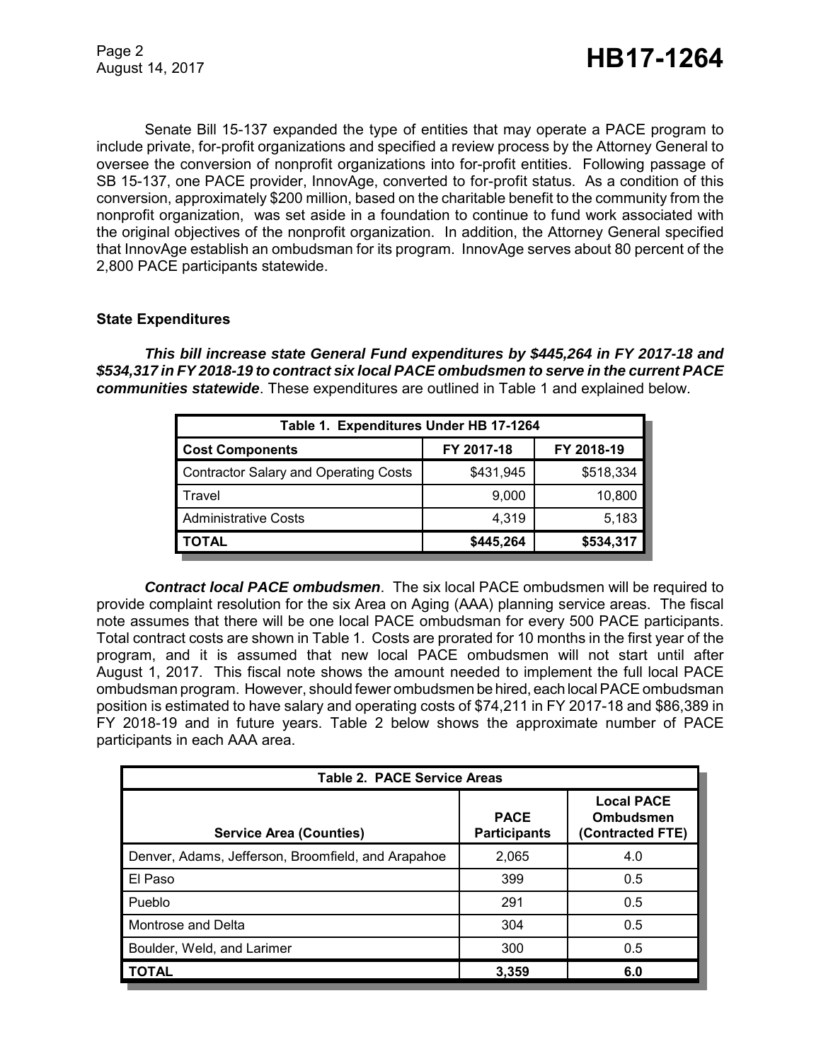Senate Bill 15-137 expanded the type of entities that may operate a PACE program to include private, for-profit organizations and specified a review process by the Attorney General to oversee the conversion of nonprofit organizations into for-profit entities. Following passage of SB 15-137, one PACE provider, InnovAge, converted to for-profit status. As a condition of this conversion, approximately $200 million, based on the charitable benefit to the community from the nonprofit organization, was set aside in a foundation to continue to fund work associated with the original objectives of the nonprofit organization. In addition, the Attorney General specified that InnovAge establish an ombudsman for its program. InnovAge serves about 80 percent of the 2,800 PACE participants statewide.

### State Expenditures

***This bill increase state General Fund expenditures by $445,264 in FY 2017-18 and $534,317 in FY 2018-19 to contract six local PACE ombudsmen to serve in the current PACE communities statewide***. These expenditures are outlined in Table 1 and explained below.

| Table 1. Expenditures Under HB 17-1264 | | |
|---|---|---|
| **Cost Components** | **FY 2017-18** | **FY 2018-19** |
| Contractor Salary and Operating Costs | $431,945 | $518,334 |
| Travel | 9,000 | 10,800 |
| Administrative Costs | 4,319 | 5,183 |
| **TOTAL** | **$445,264** | **$534,317** |

***Contract local PACE ombudsmen***. The six local PACE ombudsmen will be required to provide complaint resolution for the six Area on Aging (AAA) planning service areas. The fiscal note assumes that there will be one local PACE ombudsman for every 500 PACE participants. Total contract costs are shown in Table 1. Costs are prorated for 10 months in the first year of the program, and it is assumed that new local PACE ombudsmen will not start until after August 1, 2017. This fiscal note shows the amount needed to implement the full local PACE ombudsman program. However, should fewer ombudsmen be hired, each local PACE ombudsman position is estimated to have salary and operating costs of $74,211 in FY 2017-18 and $86,389 in FY 2018-19 and in future years. Table 2 below shows the approximate number of PACE participants in each AAA area.

| Table 2. PACE Service Areas | | |
|---|---|---|
| **Service Area (Counties)** | **PACE Participants** | **Local PACE Ombudsmen (Contracted FTE)** |
| Denver, Adams, Jefferson, Broomfield, and Arapahoe | 2,065 | 4.0 |
| El Paso | 399 | 0.5 |
| Pueblo | 291 | 0.5 |
| Montrose and Delta | 304 | 0.5 |
| Boulder, Weld, and Larimer | 300 | 0.5 |
| **TOTAL** | **3,359** | **6.0** |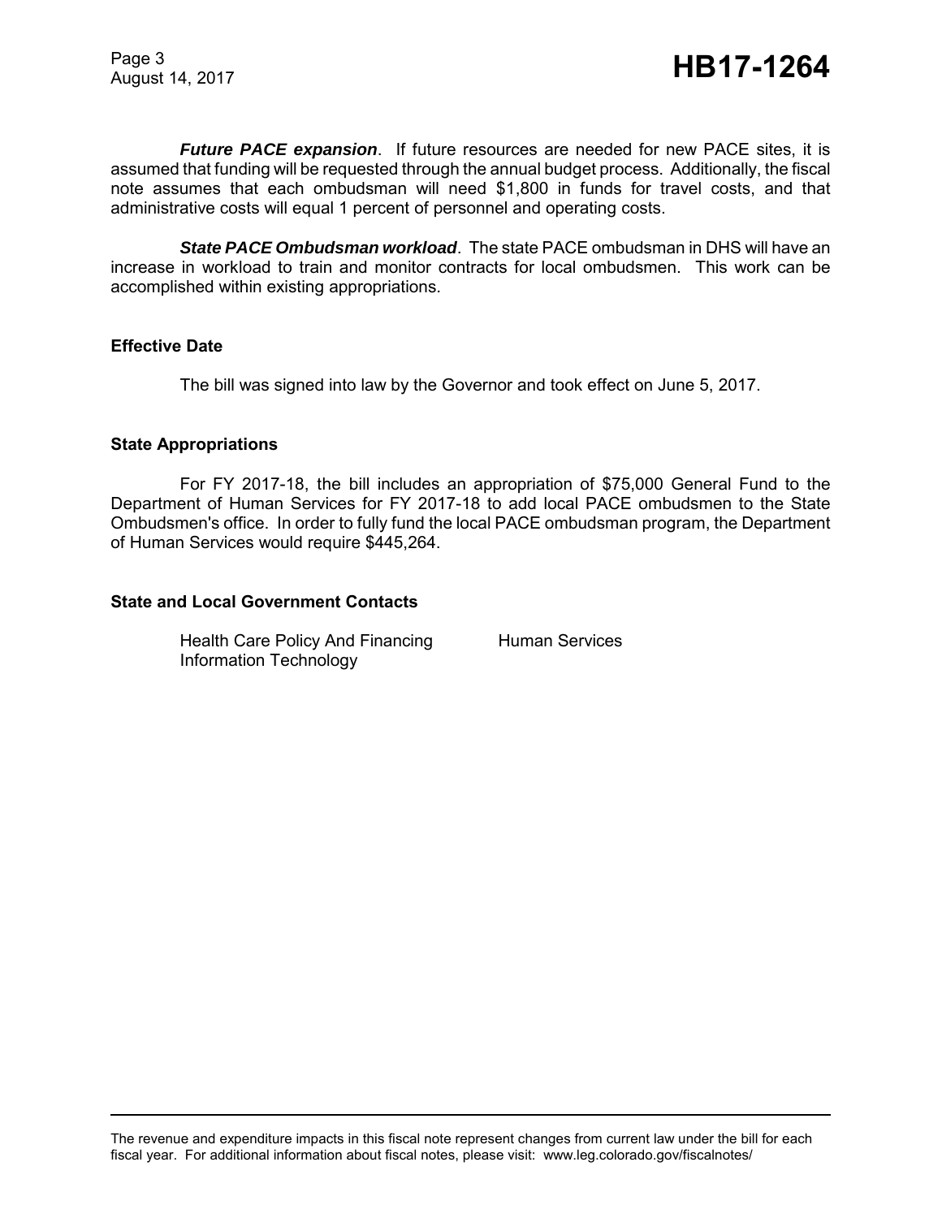***Future PACE expansion***. If future resources are needed for new PACE sites, it is assumed that funding will be requested through the annual budget process. Additionally, the fiscal note assumes that each ombudsman will need $1,800 in funds for travel costs, and that administrative costs will equal 1 percent of personnel and operating costs.

***State PACE Ombudsman workload***. The state PACE ombudsman in DHS will have an increase in workload to train and monitor contracts for local ombudsmen. This work can be accomplished within existing appropriations.

### Effective Date

The bill was signed into law by the Governor and took effect on June 5, 2017.

### State Appropriations

For FY 2017-18, the bill includes an appropriation of $75,000 General Fund to the Department of Human Services for FY 2017-18 to add local PACE ombudsmen to the State Ombudsmen's office. In order to fully fund the local PACE ombudsman program, the Department of Human Services would require $445,264.

### State and Local Government Contacts

Health Care Policy And Financing
Human Services
Information Technology

The revenue and expenditure impacts in this fiscal note represent changes from current law under the bill for each fiscal year. For additional information about fiscal notes, please visit: www.leg.colorado.gov/fiscalnotes/